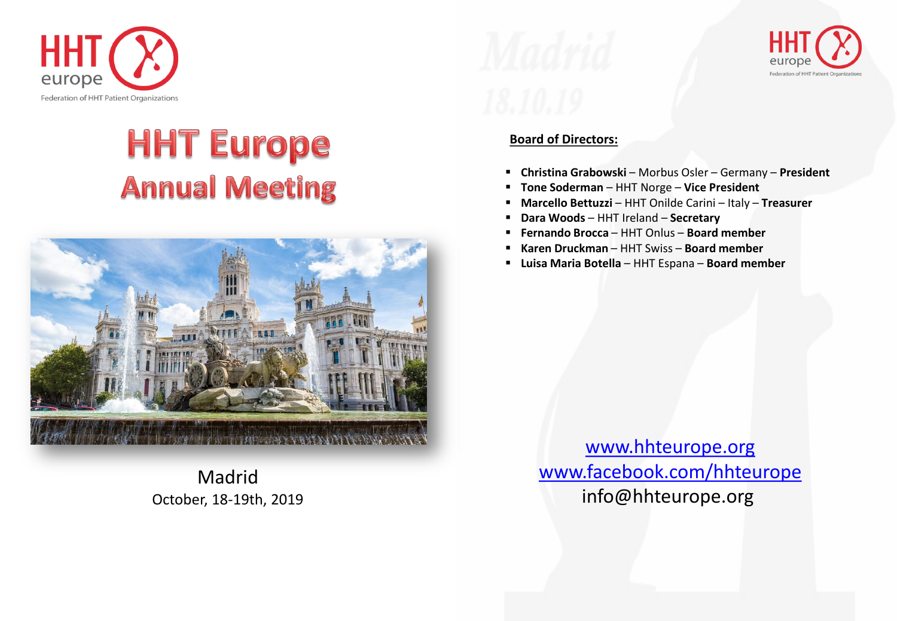HHT europe
Federation of HHT Patient Organizations

# HHT Europe
## Annual Meeting

Madrid
October, 18-19th, 2019

HHT europe
Federation of HHT Patient Organizations

**Board of Directors:**

- **Christina Grabowski** – Morbus Osler – Germany – **President**
- **Tone Soderman** – HHT Norge – **Vice President**
- **Marcello Bettuzzi** – HHT Onilde Carini – Italy – **Treasurer**
- **Dara Woods** – HHT Ireland – **Secretary**
- **Fernando Brocca** – HHT Onlus – **Board member**
- **Karen Druckman** – HHT Swiss – **Board member**
- **Luisa Maria Botella** – HHT Espana – **Board member**

www.hhteurope.org
www.facebook.com/hhteurope
info@hhteurope.org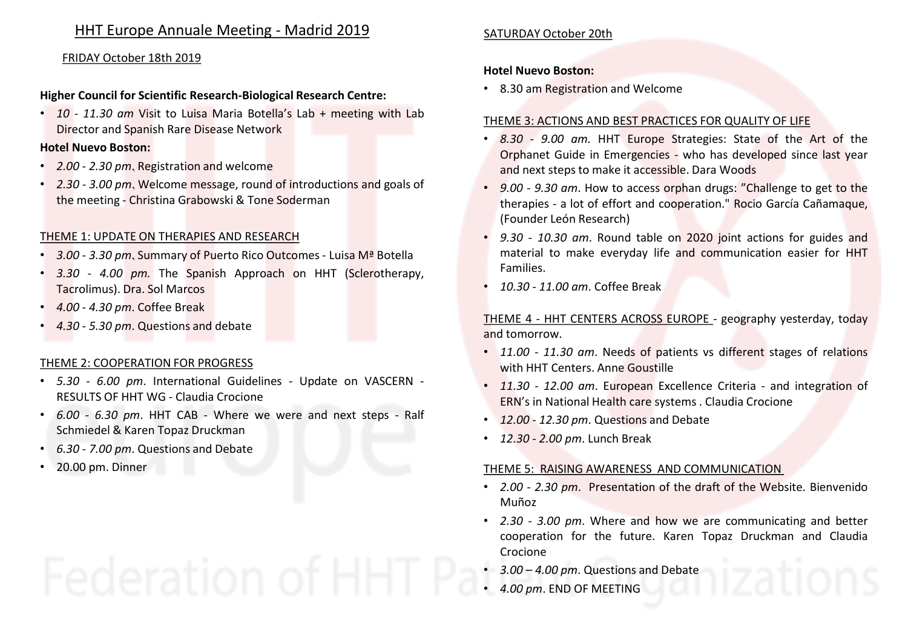# HHT Europe Annuale Meeting - Madrid 2019

## FRIDAY October 18th 2019

**Higher Council for Scientific Research-Biological Research Centre:**

- *10 - 11.30 am* Visit to Luisa Maria Botella's Lab + meeting with Lab Director and Spanish Rare Disease Network

**Hotel Nuevo Boston:**

- *2.00 - 2.30 pm*. Registration and welcome
- *2.30 - 3.00 pm*. Welcome message, round of introductions and goals of the meeting - Christina Grabowski & Tone Soderman

### THEME 1: UPDATE ON THERAPIES AND RESEARCH

- *3.00 - 3.30 pm*. Summary of Puerto Rico Outcomes - Luisa Mª Botella
- *3.30 - 4.00 pm.* The Spanish Approach on HHT (Sclerotherapy, Tacrolimus). Dra. Sol Marcos
- *4.00 - 4.30 pm*. Coffee Break
- *4.30 - 5.30 pm*. Questions and debate

### THEME 2: COOPERATION FOR PROGRESS

- *5.30 - 6.00 pm*. International Guidelines - Update on VASCERN - RESULTS OF HHT WG - Claudia Crocione
- *6.00 - 6.30 pm*. HHT CAB - Where we were and next steps - Ralf Schmiedel & Karen Topaz Druckman
- *6.30 - 7.00 pm*. Questions and Debate
- 20.00 pm. Dinner

## SATURDAY October 20th

**Hotel Nuevo Boston:**

- 8.30 am Registration and Welcome

### THEME 3: ACTIONS AND BEST PRACTICES FOR QUALITY OF LIFE

- *8.30 - 9.00 am.* HHT Europe Strategies: State of the Art of the Orphanet Guide in Emergencies - who has developed since last year and next steps to make it accessible. Dara Woods
- *9.00 - 9.30 am*. How to access orphan drugs: "Challenge to get to the therapies - a lot of effort and cooperation." Rocio García Cañamaque, (Founder León Research)
- *9.30 - 10.30 am*. Round table on 2020 joint actions for guides and material to make everyday life and communication easier for HHT Families.
- *10.30 - 11.00 am*. Coffee Break

### THEME 4 - HHT CENTERS ACROSS EUROPE - geography yesterday, today and tomorrow.

- *11.00 - 11.30 am*. Needs of patients vs different stages of relations with HHT Centers. Anne Goustille
- *11.30 - 12.00 am*. European Excellence Criteria - and integration of ERN's in National Health care systems . Claudia Crocione
- *12.00 - 12.30 pm*. Questions and Debate
- *12.30 - 2.00 pm*. Lunch Break

### THEME 5: RAISING AWARENESS AND COMMUNICATION

- *2.00 - 2.30 pm*. Presentation of the draft of the Website. Bienvenido Muñoz
- *2.30 - 3.00 pm*. Where and how we are communicating and better cooperation for the future. Karen Topaz Druckman and Claudia Crocione
- *3.00 – 4.00 pm*. Questions and Debate
- *4.00 pm*. END OF MEETING